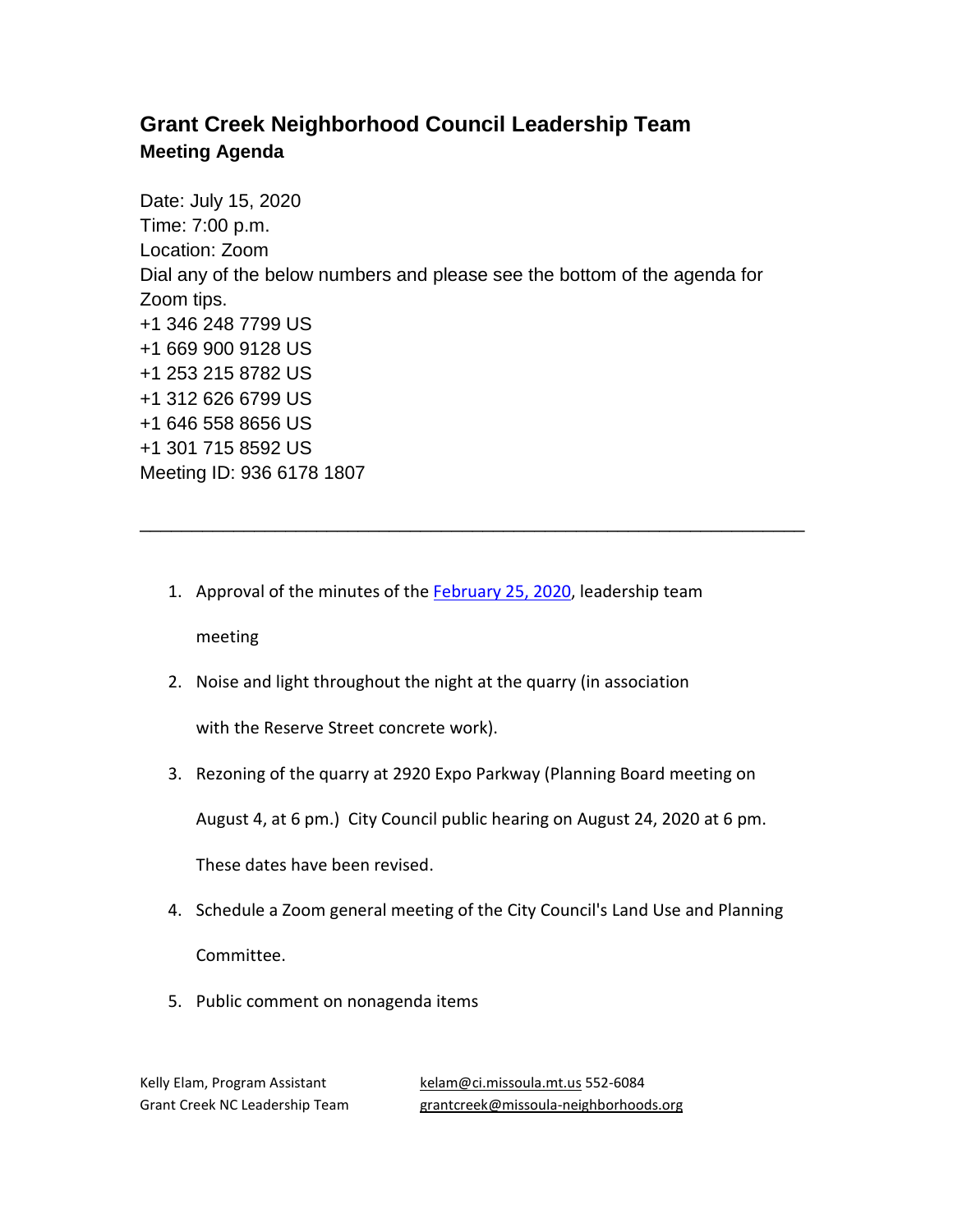# Grant Creek Neighborhood Council Leadership Team

## Meeting Agenda

Date: July 15, 2020
Time: 7:00 p.m.
Location: Zoom
Dial any of the below numbers and please see the bottom of the agenda for Zoom tips.
+1 346 248 7799 US
+1 669 900 9128 US
+1 253 215 8782 US
+1 312 626 6799 US
+1 646 558 8656 US
+1 301 715 8592 US
Meeting ID: 936 6178 1807

---

1. Approval of the minutes of the February 25, 2020, leadership team meeting
2. Noise and light throughout the night at the quarry (in association with the Reserve Street concrete work).
3. Rezoning of the quarry at 2920 Expo Parkway (Planning Board meeting on August 4, at 6 pm.) City Council public hearing on August 24, 2020 at 6 pm. These dates have been revised.
4. Schedule a Zoom general meeting of the City Council's Land Use and Planning Committee.
5. Public comment on nonagenda items

Kelly Elam, Program Assistant kelam@ci.missoula.mt.us 552-6084
Grant Creek NC Leadership Team grantcreek@missoula-neighborhoods.org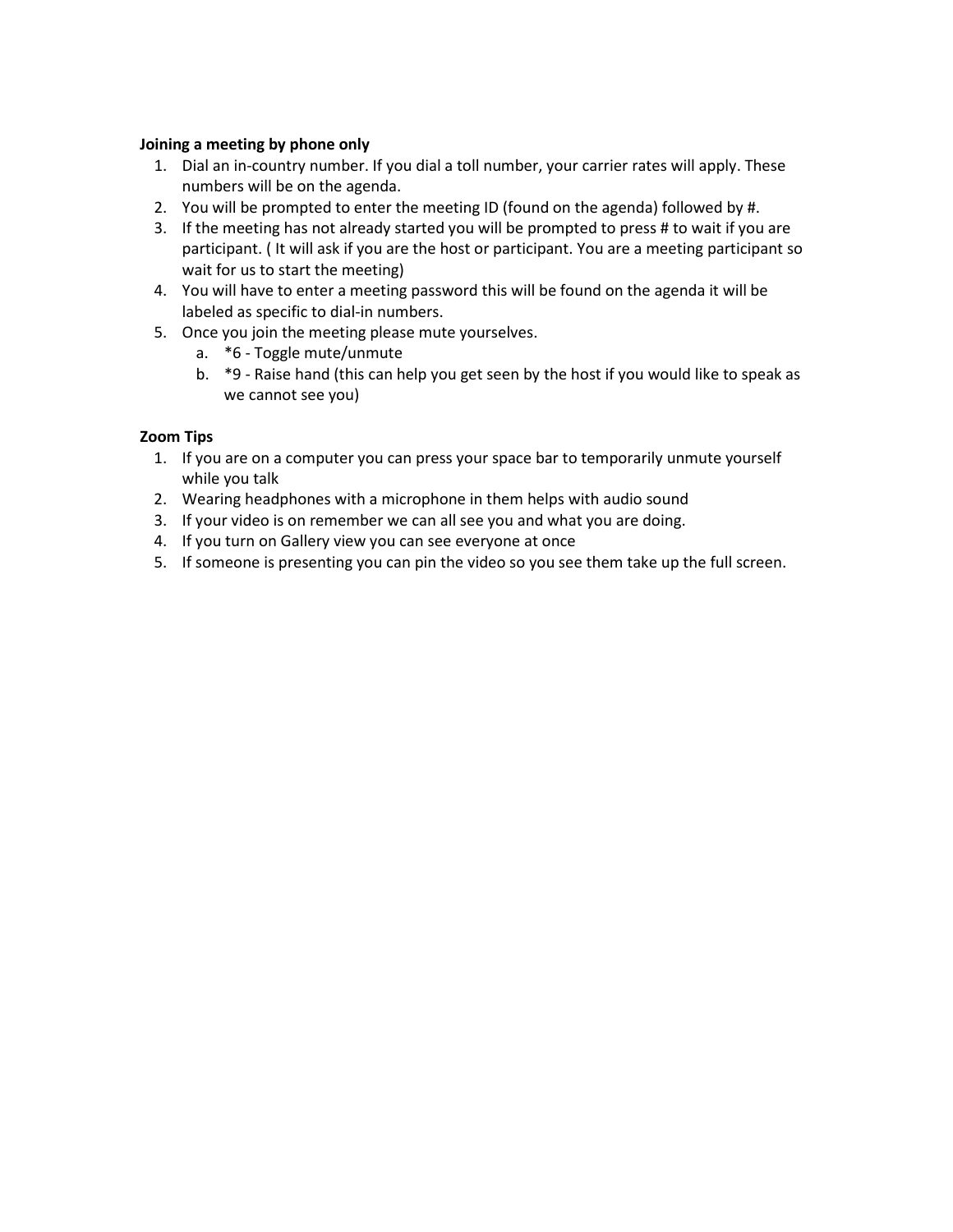**Joining a meeting by phone only**

1. Dial an in-country number. If you dial a toll number, your carrier rates will apply. These numbers will be on the agenda.
2. You will be prompted to enter the meeting ID (found on the agenda) followed by #.
3. If the meeting has not already started you will be prompted to press # to wait if you are participant. ( It will ask if you are the host or participant. You are a meeting participant so wait for us to start the meeting)
4. You will have to enter a meeting password this will be found on the agenda it will be labeled as specific to dial-in numbers.
5. Once you join the meeting please mute yourselves.
   a. *6 - Toggle mute/unmute
   b. *9 - Raise hand (this can help you get seen by the host if you would like to speak as we cannot see you)

**Zoom Tips**

1. If you are on a computer you can press your space bar to temporarily unmute yourself while you talk
2. Wearing headphones with a microphone in them helps with audio sound
3. If your video is on remember we can all see you and what you are doing.
4. If you turn on Gallery view you can see everyone at once
5. If someone is presenting you can pin the video so you see them take up the full screen.